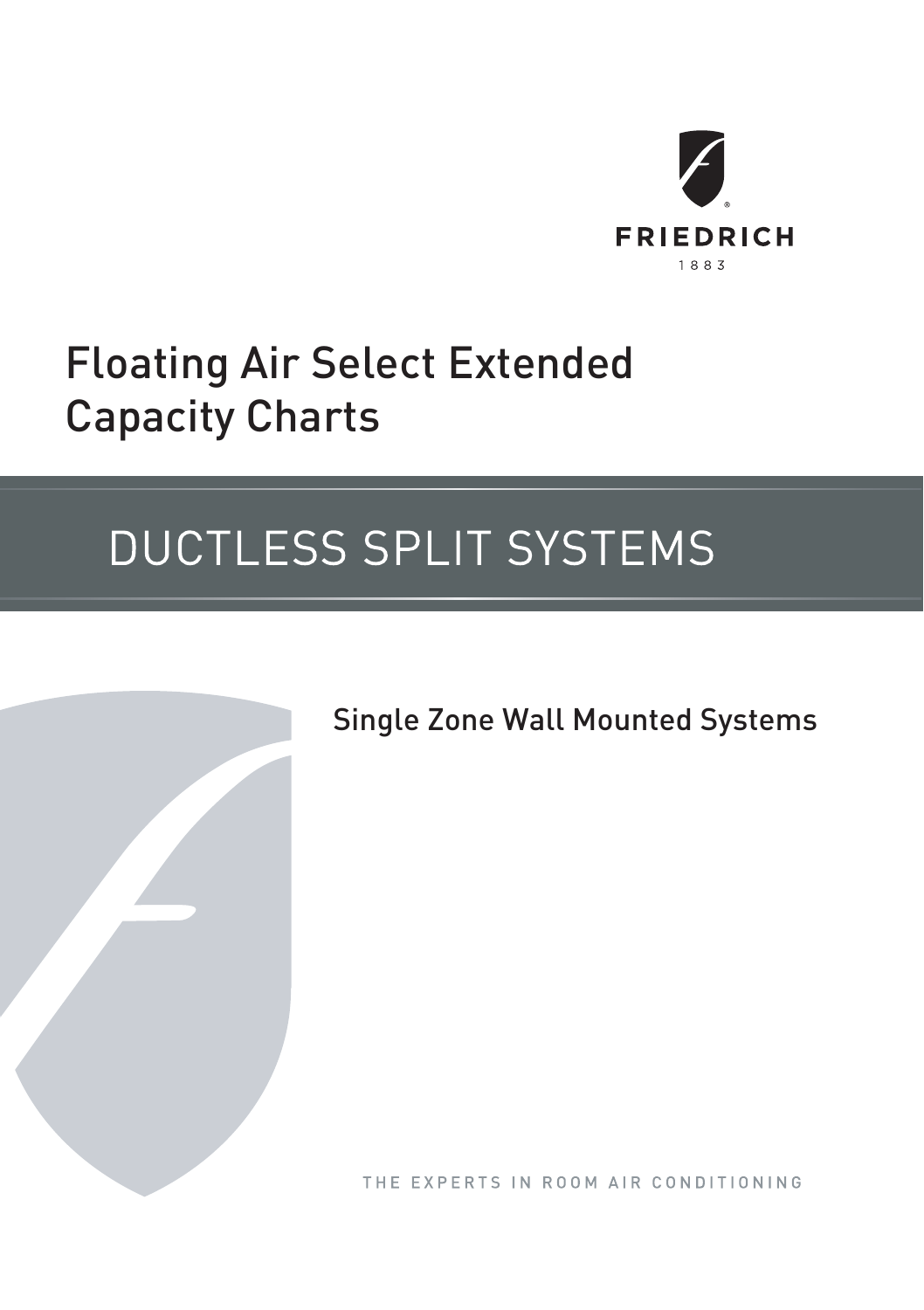FRIEDRICH

1883

# Floating Air Select Extended Capacity Charts

## DUCTLESS SPLIT SYSTEMS

### Single Zone Wall Mounted Systems

THE EXPERTS IN ROOM AIR CONDITIONING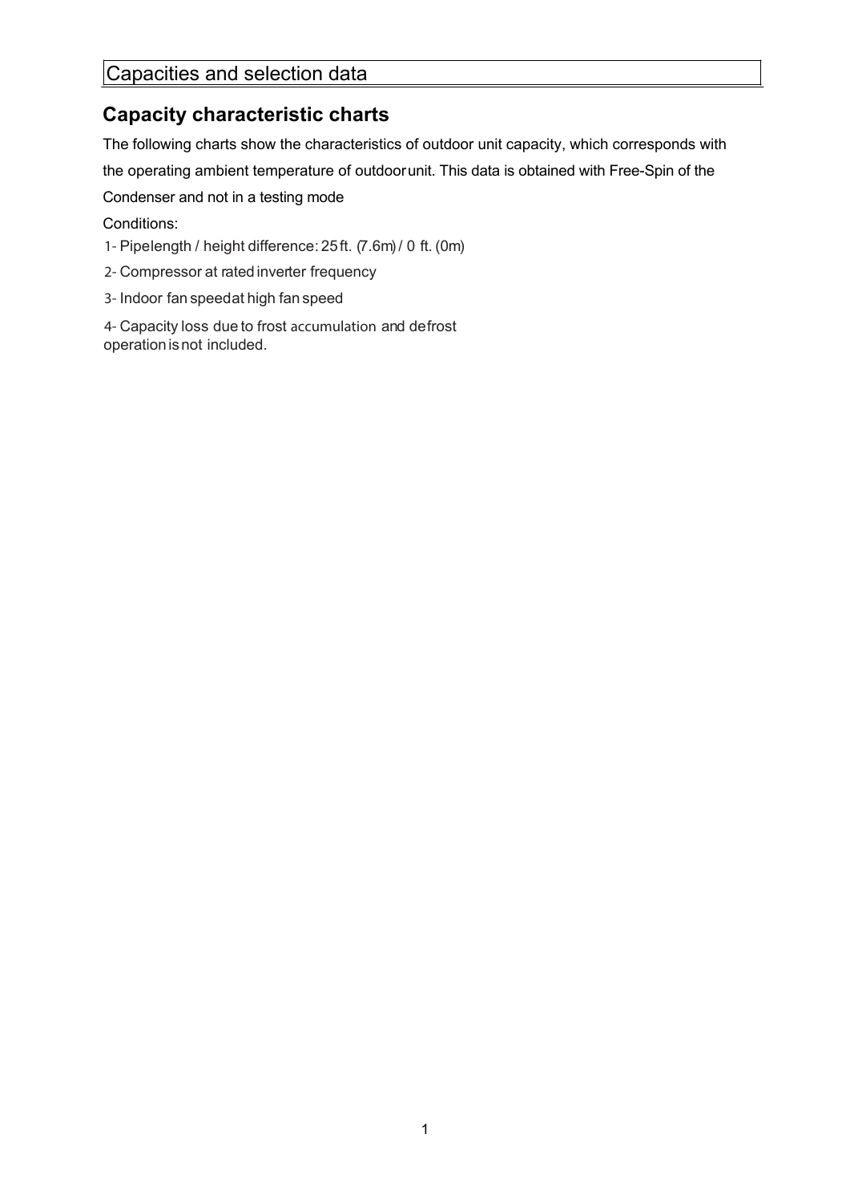# Capacities and selection data

## Capacity characteristic charts

The following charts show the characteristics of outdoor unit capacity, which corresponds with the operating ambient temperature of outdoor unit. This data is obtained with Free-Spin of the Condenser and not in a testing mode

Conditions:

1- Pipelength / height difference: 25 ft. (7.6m) / 0 ft. (0m)

2- Compressor at rated inverter frequency

3- Indoor fan speed at high fan speed

4- Capacity loss due to frost accumulation and defrost operation is not included.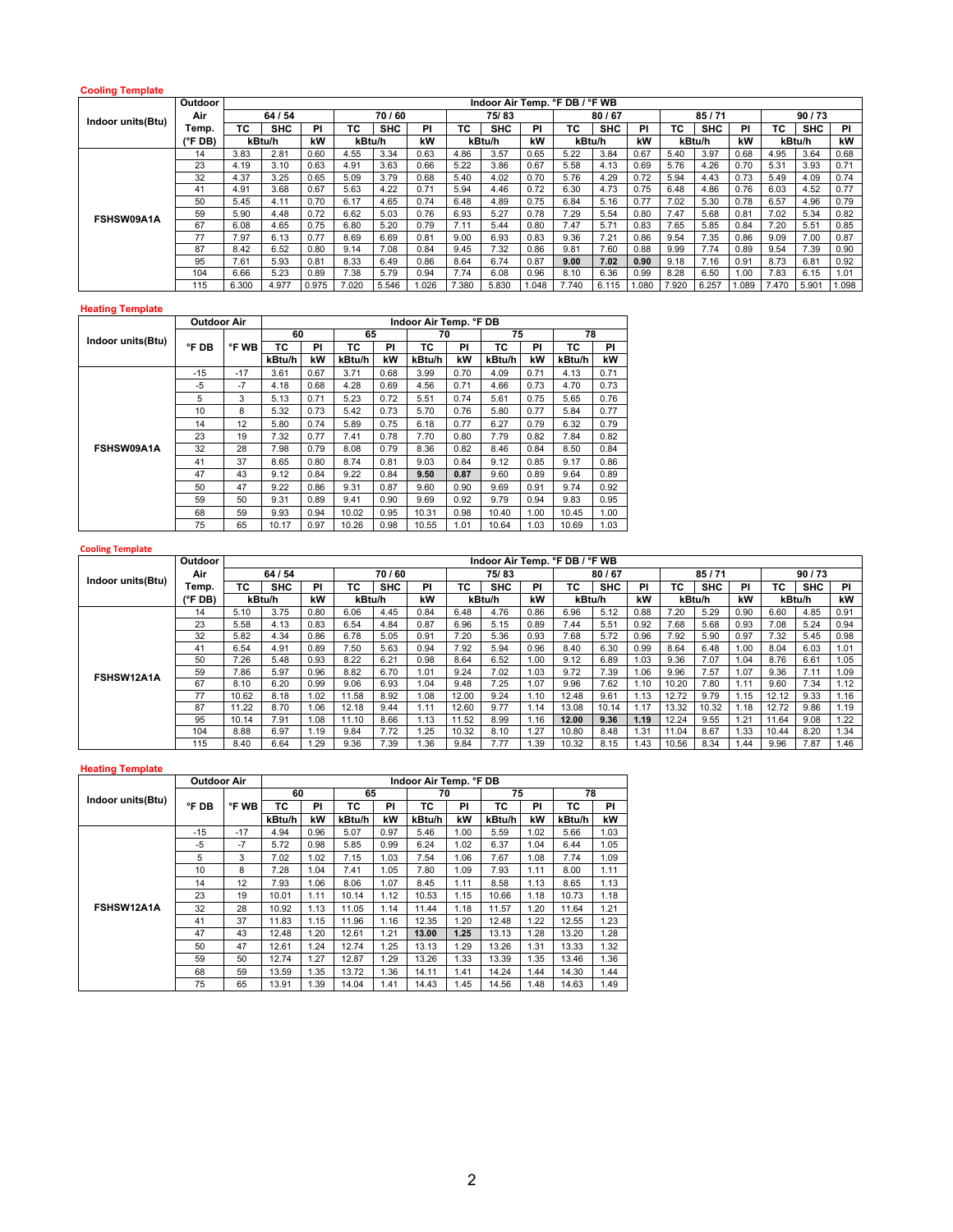**Cooling Template**

| Indoor units(Btu) | Outdoor Air Temp. (°F DB) | Indoor Air Temp. °F DB / °F WB | | | | | | | | | | | | | | | | | |
|---|---|---|---|---|---|---|---|---|---|---|---|---|---|---|---|---|---|---|---|
| | | 64 / 54 | | | 70 / 60 | | | 75/ 83 | | | 80 / 67 | | | 85 / 71 | | | 90 / 73 | | |
| | | TC | SHC | PI | TC | SHC | PI | TC | SHC | PI | TC | SHC | PI | TC | SHC | PI | TC | SHC | PI |
| | | kBtu/h | | kW | kBtu/h | | kW | kBtu/h | | kW | kBtu/h | | kW | kBtu/h | | kW | kBtu/h | | kW |
| FSHSW09A1A | 14 | 3.83 | 2.81 | 0.60 | 4.55 | 3.34 | 0.63 | 4.86 | 3.57 | 0.65 | 5.22 | 3.84 | 0.67 | 5.40 | 3.97 | 0.68 | 4.95 | 3.64 | 0.68 |
| | 23 | 4.19 | 3.10 | 0.63 | 4.91 | 3.63 | 0.66 | 5.22 | 3.86 | 0.67 | 5.58 | 4.13 | 0.69 | 5.76 | 4.26 | 0.70 | 5.31 | 3.93 | 0.71 |
| | 32 | 4.37 | 3.25 | 0.65 | 5.09 | 3.79 | 0.68 | 5.40 | 4.02 | 0.70 | 5.76 | 4.29 | 0.72 | 5.94 | 4.43 | 0.73 | 5.49 | 4.09 | 0.74 |
| | 41 | 4.91 | 3.68 | 0.67 | 5.63 | 4.22 | 0.71 | 5.94 | 4.46 | 0.72 | 6.30 | 4.73 | 0.75 | 6.48 | 4.86 | 0.76 | 6.03 | 4.52 | 0.77 |
| | 50 | 5.45 | 4.11 | 0.70 | 6.17 | 4.65 | 0.74 | 6.48 | 4.89 | 0.75 | 6.84 | 5.16 | 0.77 | 7.02 | 5.30 | 0.78 | 6.57 | 4.96 | 0.79 |
| | 59 | 5.90 | 4.48 | 0.72 | 6.62 | 5.03 | 0.76 | 6.93 | 5.27 | 0.78 | 7.29 | 5.54 | 0.80 | 7.47 | 5.68 | 0.81 | 7.02 | 5.34 | 0.82 |
| | 67 | 6.08 | 4.65 | 0.75 | 6.80 | 5.20 | 0.79 | 7.11 | 5.44 | 0.80 | 7.47 | 5.71 | 0.83 | 7.65 | 5.85 | 0.84 | 7.20 | 5.51 | 0.85 |
| | 77 | 7.97 | 6.13 | 0.77 | 8.69 | 6.69 | 0.81 | 9.00 | 6.93 | 0.83 | 9.36 | 7.21 | 0.86 | 9.54 | 7.35 | 0.86 | 9.09 | 7.00 | 0.87 |
| | 87 | 8.42 | 6.52 | 0.80 | 9.14 | 7.08 | 0.84 | 9.45 | 7.32 | 0.86 | 9.81 | 7.60 | 0.88 | 9.99 | 7.74 | 0.89 | 9.54 | 7.39 | 0.90 |
| | 95 | 7.61 | 5.93 | 0.81 | 8.33 | 6.49 | 0.86 | 8.64 | 6.74 | 0.87 | **9.00** | **7.02** | **0.90** | 9.18 | 7.16 | 0.91 | 8.73 | 6.81 | 0.92 |
| | 104 | 6.66 | 5.23 | 0.89 | 7.38 | 5.79 | 0.94 | 7.74 | 6.08 | 0.96 | 8.10 | 6.36 | 0.99 | 8.28 | 6.50 | 1.00 | 7.83 | 6.15 | 1.01 |
| | 115 | 6.300 | 4.977 | 0.975 | 7.020 | 5.546 | 1.026 | 7.380 | 5.830 | 1.048 | 7.740 | 6.115 | 1.080 | 7.920 | 6.257 | 1.089 | 7.470 | 5.901 | 1.098 |

**Heating Template**

| Indoor units(Btu) | Outdoor Air | | Indoor Air Temp. °F DB | | | | | | | | | |
|---|---|---|---|---|---|---|---|---|---|---|---|---|
| | °F DB | °F WB | 60 | | 65 | | 70 | | 75 | | 78 | |
| | | | TC | PI | TC | PI | TC | PI | TC | PI | TC | PI |
| | | | kBtu/h | kW | kBtu/h | kW | kBtu/h | kW | kBtu/h | kW | kBtu/h | kW |
| FSHSW09A1A | -15 | -17 | 3.61 | 0.67 | 3.71 | 0.68 | 3.99 | 0.70 | 4.09 | 0.71 | 4.13 | 0.71 |
| | -5 | -7 | 4.18 | 0.68 | 4.28 | 0.69 | 4.56 | 0.71 | 4.66 | 0.73 | 4.70 | 0.73 |
| | 5 | 3 | 5.13 | 0.71 | 5.23 | 0.72 | 5.51 | 0.74 | 5.61 | 0.75 | 5.65 | 0.76 |
| | 10 | 8 | 5.32 | 0.73 | 5.42 | 0.73 | 5.70 | 0.76 | 5.80 | 0.77 | 5.84 | 0.77 |
| | 14 | 12 | 5.80 | 0.74 | 5.89 | 0.75 | 6.18 | 0.77 | 6.27 | 0.79 | 6.32 | 0.79 |
| | 23 | 19 | 7.32 | 0.77 | 7.41 | 0.78 | 7.70 | 0.80 | 7.79 | 0.82 | 7.84 | 0.82 |
| | 32 | 28 | 7.98 | 0.79 | 8.08 | 0.79 | 8.36 | 0.82 | 8.46 | 0.84 | 8.50 | 0.84 |
| | 41 | 37 | 8.65 | 0.80 | 8.74 | 0.81 | 9.03 | 0.84 | 9.12 | 0.85 | 9.17 | 0.86 |
| | 47 | 43 | 9.12 | 0.84 | 9.22 | 0.84 | **9.50** | **0.87** | 9.60 | 0.89 | 9.64 | 0.89 |
| | 50 | 47 | 9.22 | 0.86 | 9.31 | 0.87 | 9.60 | 0.90 | 9.69 | 0.91 | 9.74 | 0.92 |
| | 59 | 50 | 9.31 | 0.89 | 9.41 | 0.90 | 9.69 | 0.92 | 9.79 | 0.94 | 9.83 | 0.95 |
| | 68 | 59 | 9.93 | 0.94 | 10.02 | 0.95 | 10.31 | 0.98 | 10.40 | 1.00 | 10.45 | 1.00 |
| | 75 | 65 | 10.17 | 0.97 | 10.26 | 0.98 | 10.55 | 1.01 | 10.64 | 1.03 | 10.69 | 1.03 |

**Cooling Template**

| Indoor units(Btu) | Outdoor Air Temp. (°F DB) | Indoor Air Temp. °F DB / °F WB | | | | | | | | | | | | | | | | | |
|---|---|---|---|---|---|---|---|---|---|---|---|---|---|---|---|---|---|---|---|
| | | 64 / 54 | | | 70 / 60 | | | 75/ 83 | | | 80 / 67 | | | 85 / 71 | | | 90 / 73 | | |
| | | TC | SHC | PI | TC | SHC | PI | TC | SHC | PI | TC | SHC | PI | TC | SHC | PI | TC | SHC | PI |
| | | kBtu/h | | kW | kBtu/h | | kW | kBtu/h | | kW | kBtu/h | | kW | kBtu/h | | kW | kBtu/h | | kW |
| FSHSW12A1A | 14 | 5.10 | 3.75 | 0.80 | 6.06 | 4.45 | 0.84 | 6.48 | 4.76 | 0.86 | 6.96 | 5.12 | 0.88 | 7.20 | 5.29 | 0.90 | 6.60 | 4.85 | 0.91 |
| | 23 | 5.58 | 4.13 | 0.83 | 6.54 | 4.84 | 0.87 | 6.96 | 5.15 | 0.89 | 7.44 | 5.51 | 0.92 | 7.68 | 5.68 | 0.93 | 7.08 | 5.24 | 0.94 |
| | 32 | 5.82 | 4.34 | 0.86 | 6.78 | 5.05 | 0.91 | 7.20 | 5.36 | 0.93 | 7.68 | 5.72 | 0.96 | 7.92 | 5.90 | 0.97 | 7.32 | 5.45 | 0.98 |
| | 41 | 6.54 | 4.91 | 0.89 | 7.50 | 5.63 | 0.94 | 7.92 | 5.94 | 0.96 | 8.40 | 6.30 | 0.99 | 8.64 | 6.48 | 1.00 | 8.04 | 6.03 | 1.01 |
| | 50 | 7.26 | 5.48 | 0.93 | 8.22 | 6.21 | 0.98 | 8.64 | 6.52 | 1.00 | 9.12 | 6.89 | 1.03 | 9.36 | 7.07 | 1.04 | 8.76 | 6.61 | 1.05 |
| | 59 | 7.86 | 5.97 | 0.96 | 8.82 | 6.70 | 1.01 | 9.24 | 7.02 | 1.03 | 9.72 | 7.39 | 1.06 | 9.96 | 7.57 | 1.07 | 9.36 | 7.11 | 1.09 |
| | 67 | 8.10 | 6.20 | 0.99 | 9.06 | 6.93 | 1.04 | 9.48 | 7.25 | 1.07 | 9.96 | 7.62 | 1.10 | 10.20 | 7.80 | 1.11 | 9.60 | 7.34 | 1.12 |
| | 77 | 10.62 | 8.18 | 1.02 | 11.58 | 8.92 | 1.08 | 12.00 | 9.24 | 1.10 | 12.48 | 9.61 | 1.13 | 12.72 | 9.79 | 1.15 | 12.12 | 9.33 | 1.16 |
| | 87 | 11.22 | 8.70 | 1.06 | 12.18 | 9.44 | 1.11 | 12.60 | 9.77 | 1.14 | 13.08 | 10.14 | 1.17 | 13.32 | 10.32 | 1.18 | 12.72 | 9.86 | 1.19 |
| | 95 | 10.14 | 7.91 | 1.08 | 11.10 | 8.66 | 1.13 | 11.52 | 8.99 | 1.16 | **12.00** | **9.36** | **1.19** | 12.24 | 9.55 | 1.21 | 11.64 | 9.08 | 1.22 |
| | 104 | 8.88 | 6.97 | 1.19 | 9.84 | 7.72 | 1.25 | 10.32 | 8.10 | 1.27 | 10.80 | 8.48 | 1.31 | 11.04 | 8.67 | 1.33 | 10.44 | 8.20 | 1.34 |
| | 115 | 8.40 | 6.64 | 1.29 | 9.36 | 7.39 | 1.36 | 9.84 | 7.77 | 1.39 | 10.32 | 8.15 | 1.43 | 10.56 | 8.34 | 1.44 | 9.96 | 7.87 | 1.46 |

**Heating Template**

| Indoor units(Btu) | Outdoor Air | | Indoor Air Temp. °F DB | | | | | | | | | |
|---|---|---|---|---|---|---|---|---|---|---|---|---|
| | °F DB | °F WB | 60 | | 65 | | 70 | | 75 | | 78 | |
| | | | TC | PI | TC | PI | TC | PI | TC | PI | TC | PI |
| | | | kBtu/h | kW | kBtu/h | kW | kBtu/h | kW | kBtu/h | kW | kBtu/h | kW |
| FSHSW12A1A | -15 | -17 | 4.94 | 0.96 | 5.07 | 0.97 | 5.46 | 1.00 | 5.59 | 1.02 | 5.66 | 1.03 |
| | -5 | -7 | 5.72 | 0.98 | 5.85 | 0.99 | 6.24 | 1.02 | 6.37 | 1.04 | 6.44 | 1.05 |
| | 5 | 3 | 7.02 | 1.02 | 7.15 | 1.03 | 7.54 | 1.06 | 7.67 | 1.08 | 7.74 | 1.09 |
| | 10 | 8 | 7.28 | 1.04 | 7.41 | 1.05 | 7.80 | 1.09 | 7.93 | 1.11 | 8.00 | 1.11 |
| | 14 | 12 | 7.93 | 1.06 | 8.06 | 1.07 | 8.45 | 1.11 | 8.58 | 1.13 | 8.65 | 1.13 |
| | 23 | 19 | 10.01 | 1.11 | 10.14 | 1.12 | 10.53 | 1.15 | 10.66 | 1.18 | 10.73 | 1.18 |
| | 32 | 28 | 10.92 | 1.13 | 11.05 | 1.14 | 11.44 | 1.18 | 11.57 | 1.20 | 11.64 | 1.21 |
| | 41 | 37 | 11.83 | 1.15 | 11.96 | 1.16 | 12.35 | 1.20 | 12.48 | 1.22 | 12.55 | 1.23 |
| | 47 | 43 | 12.48 | 1.20 | 12.61 | 1.21 | **13.00** | **1.25** | 13.13 | 1.28 | 13.20 | 1.28 |
| | 50 | 47 | 12.61 | 1.24 | 12.74 | 1.25 | 13.13 | 1.29 | 13.26 | 1.31 | 13.33 | 1.32 |
| | 59 | 50 | 12.74 | 1.27 | 12.87 | 1.29 | 13.26 | 1.33 | 13.39 | 1.35 | 13.46 | 1.36 |
| | 68 | 59 | 13.59 | 1.35 | 13.72 | 1.36 | 14.11 | 1.41 | 14.24 | 1.44 | 14.30 | 1.44 |
| | 75 | 65 | 13.91 | 1.39 | 14.04 | 1.41 | 14.43 | 1.45 | 14.56 | 1.48 | 14.63 | 1.49 |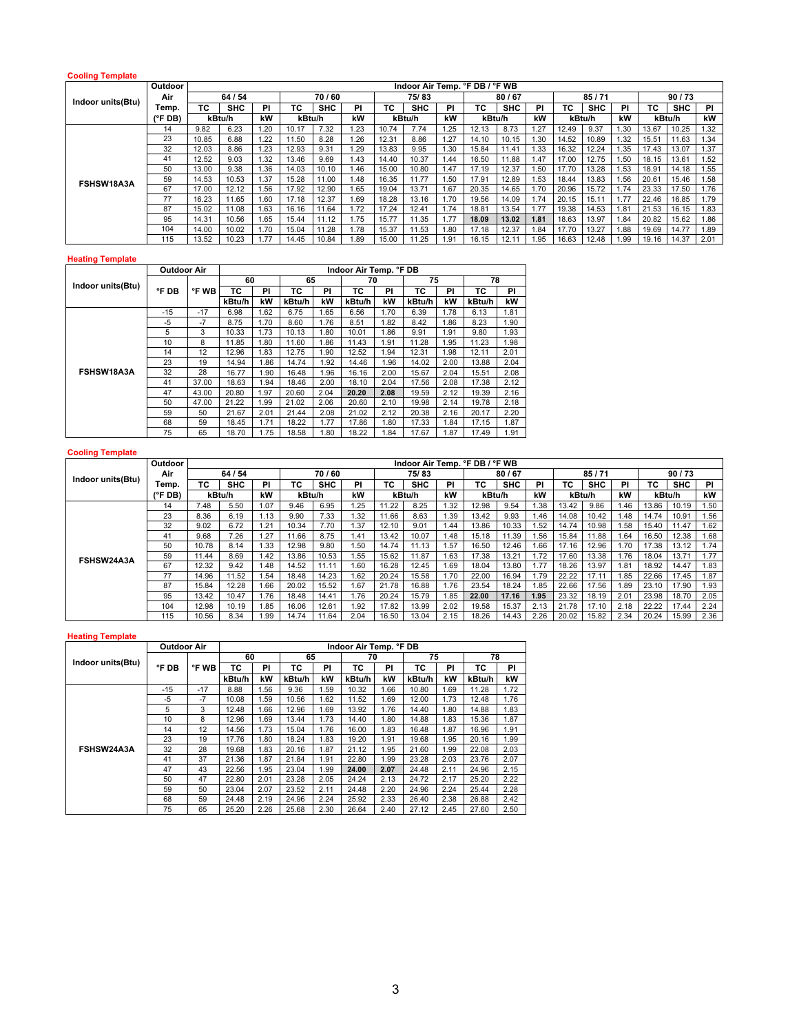**Cooling Template**

| Indoor units(Btu) | Outdoor Air Temp. (°F DB) | Indoor Air Temp. °F DB / °F WB | | | | | | | | | | | | | | | | | |
|---|---|---|---|---|---|---|---|---|---|---|---|---|---|---|---|---|---|---|---|
| | | 64 / 54 | | | 70 / 60 | | | 75/ 83 | | | 80 / 67 | | | 85 / 71 | | | 90 / 73 | | |
| | | TC | SHC | PI | TC | SHC | PI | TC | SHC | PI | TC | SHC | PI | TC | SHC | PI | TC | SHC | PI |
| | | kBtu/h | | kW | kBtu/h | | kW | kBtu/h | | kW | kBtu/h | | kW | kBtu/h | | kW | kBtu/h | | kW |
| FSHSW18A3A | 14 | 9.82 | 6.23 | 1.20 | 10.17 | 7.32 | 1.23 | 10.74 | 7.74 | 1.25 | 12.13 | 8.73 | 1.27 | 12.49 | 9.37 | 1.30 | 13.67 | 10.25 | 1.32 |
| | 23 | 10.85 | 6.88 | 1.22 | 11.50 | 8.28 | 1.26 | 12.31 | 8.86 | 1.27 | 14.10 | 10.15 | 1.30 | 14.52 | 10.89 | 1.32 | 15.51 | 11.63 | 1.34 |
| | 32 | 12.03 | 8.86 | 1.23 | 12.93 | 9.31 | 1.29 | 13.83 | 9.95 | 1.30 | 15.84 | 11.41 | 1.33 | 16.32 | 12.24 | 1.35 | 17.43 | 13.07 | 1.37 |
| | 41 | 12.52 | 9.03 | 1.32 | 13.46 | 9.69 | 1.43 | 14.40 | 10.37 | 1.44 | 16.50 | 11.88 | 1.47 | 17.00 | 12.75 | 1.50 | 18.15 | 13.61 | 1.52 |
| | 50 | 13.00 | 9.38 | 1.36 | 14.03 | 10.10 | 1.46 | 15.00 | 10.80 | 1.47 | 17.19 | 12.37 | 1.50 | 17.70 | 13.28 | 1.53 | 18.91 | 14.18 | 1.55 |
| | 59 | 14.53 | 10.53 | 1.37 | 15.28 | 11.00 | 1.48 | 16.35 | 11.77 | 1.50 | 17.91 | 12.89 | 1.53 | 18.44 | 13.83 | 1.56 | 20.61 | 15.46 | 1.58 |
| | 67 | 17.00 | 12.12 | 1.56 | 17.92 | 12.90 | 1.65 | 19.04 | 13.71 | 1.67 | 20.35 | 14.65 | 1.70 | 20.96 | 15.72 | 1.74 | 23.33 | 17.50 | 1.76 |
| | 77 | 16.23 | 11.65 | 1.60 | 17.18 | 12.37 | 1.69 | 18.28 | 13.16 | 1.70 | 19.56 | 14.09 | 1.74 | 20.15 | 15.11 | 1.77 | 22.46 | 16.85 | 1.79 |
| | 87 | 15.02 | 11.08 | 1.63 | 16.16 | 11.64 | 1.72 | 17.24 | 12.41 | 1.74 | 18.81 | 13.54 | 1.77 | 19.38 | 14.53 | 1.81 | 21.53 | 16.15 | 1.83 |
| | 95 | 14.31 | 10.56 | 1.65 | 15.44 | 11.12 | 1.75 | 15.77 | 11.35 | 1.77 | **18.09** | **13.02** | **1.81** | 18.63 | 13.97 | 1.84 | 20.82 | 15.62 | 1.86 |
| | 104 | 14.00 | 10.02 | 1.70 | 15.04 | 11.28 | 1.78 | 15.37 | 11.53 | 1.80 | 17.18 | 12.37 | 1.84 | 17.70 | 13.27 | 1.88 | 19.69 | 14.77 | 1.89 |
| | 115 | 13.52 | 10.23 | 1.77 | 14.45 | 10.84 | 1.89 | 15.00 | 11.25 | 1.91 | 16.15 | 12.11 | 1.95 | 16.63 | 12.48 | 1.99 | 19.16 | 14.37 | 2.01 |

**Heating Template**

| Indoor units(Btu) | Outdoor Air | | Indoor Air Temp. °F DB | | | | | | | | | |
|---|---|---|---|---|---|---|---|---|---|---|---|---|
| | °F DB | °F WB | 60 | | 65 | | 70 | | 75 | | 78 | |
| | | | TC | PI | TC | PI | TC | PI | TC | PI | TC | PI |
| | | | kBtu/h | kW | kBtu/h | kW | kBtu/h | kW | kBtu/h | kW | kBtu/h | kW |
| FSHSW18A3A | -15 | -17 | 6.98 | 1.62 | 6.75 | 1.65 | 6.56 | 1.70 | 6.39 | 1.78 | 6.13 | 1.81 |
| | -5 | -7 | 8.75 | 1.70 | 8.60 | 1.76 | 8.51 | 1.82 | 8.42 | 1.86 | 8.23 | 1.90 |
| | 5 | 3 | 10.33 | 1.73 | 10.13 | 1.80 | 10.01 | 1.86 | 9.91 | 1.91 | 9.80 | 1.93 |
| | 10 | 8 | 11.85 | 1.80 | 11.60 | 1.86 | 11.43 | 1.91 | 11.28 | 1.95 | 11.23 | 1.98 |
| | 14 | 12 | 12.96 | 1.83 | 12.75 | 1.90 | 12.52 | 1.94 | 12.31 | 1.98 | 12.11 | 2.01 |
| | 23 | 19 | 14.94 | 1.86 | 14.74 | 1.92 | 14.46 | 1.96 | 14.02 | 2.00 | 13.88 | 2.04 |
| | 32 | 28 | 16.77 | 1.90 | 16.48 | 1.96 | 16.16 | 2.00 | 15.67 | 2.04 | 15.51 | 2.08 |
| | 41 | 37.00 | 18.63 | 1.94 | 18.46 | 2.00 | 18.10 | 2.04 | 17.56 | 2.08 | 17.38 | 2.12 |
| | 47 | 43.00 | 20.80 | 1.97 | 20.60 | 2.04 | **20.20** | **2.08** | 19.59 | 2.12 | 19.39 | 2.16 |
| | 50 | 47.00 | 21.22 | 1.99 | 21.02 | 2.06 | 20.60 | 2.10 | 19.98 | 2.14 | 19.78 | 2.18 |
| | 59 | 50 | 21.67 | 2.01 | 21.44 | 2.08 | 21.02 | 2.12 | 20.38 | 2.16 | 20.17 | 2.20 |
| | 68 | 59 | 18.45 | 1.71 | 18.22 | 1.77 | 17.86 | 1.80 | 17.33 | 1.84 | 17.15 | 1.87 |
| | 75 | 65 | 18.70 | 1.75 | 18.58 | 1.80 | 18.22 | 1.84 | 17.67 | 1.87 | 17.49 | 1.91 |

**Cooling Template**

| Indoor units(Btu) | Outdoor Air Temp. (°F DB) | Indoor Air Temp. °F DB / °F WB | | | | | | | | | | | | | | | | | |
|---|---|---|---|---|---|---|---|---|---|---|---|---|---|---|---|---|---|---|---|
| | | 64 / 54 | | | 70 / 60 | | | 75/ 83 | | | 80 / 67 | | | 85 / 71 | | | 90 / 73 | | |
| | | TC | SHC | PI | TC | SHC | PI | TC | SHC | PI | TC | SHC | PI | TC | SHC | PI | TC | SHC | PI |
| | | kBtu/h | | kW | kBtu/h | | kW | kBtu/h | | kW | kBtu/h | | kW | kBtu/h | | kW | kBtu/h | | kW |
| FSHSW24A3A | 14 | 7.48 | 5.50 | 1.07 | 9.46 | 6.95 | 1.25 | 11.22 | 8.25 | 1.32 | 12.98 | 9.54 | 1.38 | 13.42 | 9.86 | 1.46 | 13.86 | 10.19 | 1.50 |
| | 23 | 8.36 | 6.19 | 1.13 | 9.90 | 7.33 | 1.32 | 11.66 | 8.63 | 1.39 | 13.42 | 9.93 | 1.46 | 14.08 | 10.42 | 1.48 | 14.74 | 10.91 | 1.56 |
| | 32 | 9.02 | 6.72 | 1.21 | 10.34 | 7.70 | 1.37 | 12.10 | 9.01 | 1.44 | 13.86 | 10.33 | 1.52 | 14.74 | 10.98 | 1.58 | 15.40 | 11.47 | 1.62 |
| | 41 | 9.68 | 7.26 | 1.27 | 11.66 | 8.75 | 1.41 | 13.42 | 10.07 | 1.48 | 15.18 | 11.39 | 1.56 | 15.84 | 11.88 | 1.64 | 16.50 | 12.38 | 1.68 |
| | 50 | 10.78 | 8.14 | 1.33 | 12.98 | 9.80 | 1.50 | 14.74 | 11.13 | 1.57 | 16.50 | 12.46 | 1.66 | 17.16 | 12.96 | 1.70 | 17.38 | 13.12 | 1.74 |
| | 59 | 11.44 | 8.69 | 1.42 | 13.86 | 10.53 | 1.55 | 15.62 | 11.87 | 1.63 | 17.38 | 13.21 | 1.72 | 17.60 | 13.38 | 1.76 | 18.04 | 13.71 | 1.77 |
| | 67 | 12.32 | 9.42 | 1.48 | 14.52 | 11.11 | 1.60 | 16.28 | 12.45 | 1.69 | 18.04 | 13.80 | 1.77 | 18.26 | 13.97 | 1.81 | 18.92 | 14.47 | 1.83 |
| | 77 | 14.96 | 11.52 | 1.54 | 18.48 | 14.23 | 1.62 | 20.24 | 15.58 | 1.70 | 22.00 | 16.94 | 1.79 | 22.22 | 17.11 | 1.85 | 22.66 | 17.45 | 1.87 |
| | 87 | 15.84 | 12.28 | 1.66 | 20.02 | 15.52 | 1.67 | 21.78 | 16.88 | 1.76 | 23.54 | 18.24 | 1.85 | 22.66 | 17.56 | 1.89 | 23.10 | 17.90 | 1.93 |
| | 95 | 13.42 | 10.47 | 1.76 | 18.48 | 14.41 | 1.76 | 20.24 | 15.79 | 1.85 | **22.00** | **17.16** | **1.95** | 23.32 | 18.19 | 2.01 | 23.98 | 18.70 | 2.05 |
| | 104 | 12.98 | 10.19 | 1.85 | 16.06 | 12.61 | 1.92 | 17.82 | 13.99 | 2.02 | 19.58 | 15.37 | 2.13 | 21.78 | 17.10 | 2.18 | 22.22 | 17.44 | 2.24 |
| | 115 | 10.56 | 8.34 | 1.99 | 14.74 | 11.64 | 2.04 | 16.50 | 13.04 | 2.15 | 18.26 | 14.43 | 2.26 | 20.02 | 15.82 | 2.34 | 20.24 | 15.99 | 2.36 |

**Heating Template**

| Indoor units(Btu) | Outdoor Air | | Indoor Air Temp. °F DB | | | | | | | | | |
|---|---|---|---|---|---|---|---|---|---|---|---|---|
| | °F DB | °F WB | 60 | | 65 | | 70 | | 75 | | 78 | |
| | | | TC | PI | TC | PI | TC | PI | TC | PI | TC | PI |
| | | | kBtu/h | kW | kBtu/h | kW | kBtu/h | kW | kBtu/h | kW | kBtu/h | kW |
| FSHSW24A3A | -15 | -17 | 8.88 | 1.56 | 9.36 | 1.59 | 10.32 | 1.66 | 10.80 | 1.69 | 11.28 | 1.72 |
| | -5 | -7 | 10.08 | 1.59 | 10.56 | 1.62 | 11.52 | 1.69 | 12.00 | 1.73 | 12.48 | 1.76 |
| | 5 | 3 | 12.48 | 1.66 | 12.96 | 1.69 | 13.92 | 1.76 | 14.40 | 1.80 | 14.88 | 1.83 |
| | 10 | 8 | 12.96 | 1.69 | 13.44 | 1.73 | 14.40 | 1.80 | 14.88 | 1.83 | 15.36 | 1.87 |
| | 14 | 12 | 14.56 | 1.73 | 15.04 | 1.76 | 16.00 | 1.83 | 16.48 | 1.87 | 16.96 | 1.91 |
| | 23 | 19 | 17.76 | 1.80 | 18.24 | 1.83 | 19.20 | 1.91 | 19.68 | 1.95 | 20.16 | 1.99 |
| | 32 | 28 | 19.68 | 1.83 | 20.16 | 1.87 | 21.12 | 1.95 | 21.60 | 1.99 | 22.08 | 2.03 |
| | 41 | 37 | 21.36 | 1.87 | 21.84 | 1.91 | 22.80 | 1.99 | 23.28 | 2.03 | 23.76 | 2.07 |
| | 47 | 43 | 22.56 | 1.95 | 23.04 | 1.99 | **24.00** | **2.07** | 24.48 | 2.11 | 24.96 | 2.15 |
| | 50 | 47 | 22.80 | 2.01 | 23.28 | 2.05 | 24.24 | 2.13 | 24.72 | 2.17 | 25.20 | 2.22 |
| | 59 | 50 | 23.04 | 2.07 | 23.52 | 2.11 | 24.48 | 2.20 | 24.96 | 2.24 | 25.44 | 2.28 |
| | 68 | 59 | 24.48 | 2.19 | 24.96 | 2.24 | 25.92 | 2.33 | 26.40 | 2.38 | 26.88 | 2.42 |
| | 75 | 65 | 25.20 | 2.26 | 25.68 | 2.30 | 26.64 | 2.40 | 27.12 | 2.45 | 27.60 | 2.50 |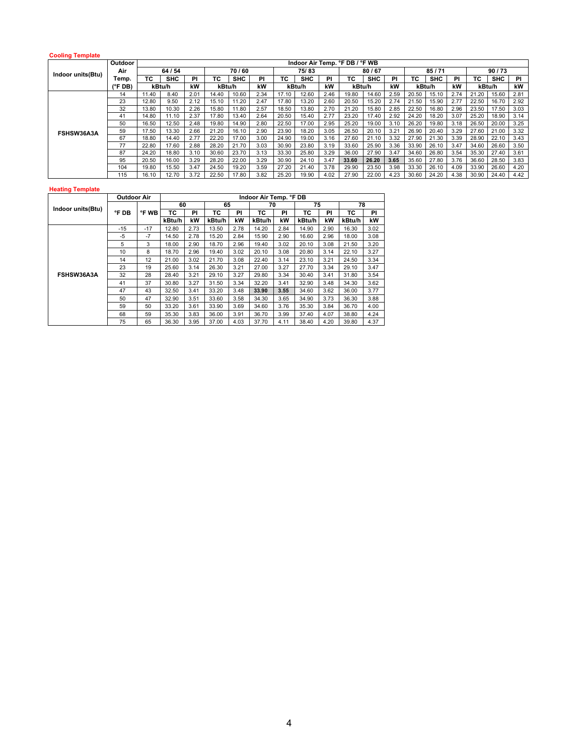### Cooling Template

| Indoor units(Btu) | Outdoor Air Temp. (°F DB) | Indoor Air Temp. °F DB / °F WB | | | | | | | | | | | | | | | | | |
|---|---|---|---|---|---|---|---|---|---|---|---|---|---|---|---|---|---|---|---|
| | | 64 / 54 | | | 70 / 60 | | | 75/ 83 | | | 80 / 67 | | | 85 / 71 | | | 90 / 73 | | |
| | | TC | SHC | PI | TC | SHC | PI | TC | SHC | PI | TC | SHC | PI | TC | SHC | PI | TC | SHC | PI |
| | | kBtu/h | | kW | kBtu/h | | kW | kBtu/h | | kW | kBtu/h | | kW | kBtu/h | | kW | kBtu/h | | kW |
| FSHSW36A3A | 14 | 11.40 | 8.40 | 2.01 | 14.40 | 10.60 | 2.34 | 17.10 | 12.60 | 2.46 | 19.80 | 14.60 | 2.59 | 20.50 | 15.10 | 2.74 | 21.20 | 15.60 | 2.81 |
| | 23 | 12.80 | 9.50 | 2.12 | 15.10 | 11.20 | 2.47 | 17.80 | 13.20 | 2.60 | 20.50 | 15.20 | 2.74 | 21.50 | 15.90 | 2.77 | 22.50 | 16.70 | 2.92 |
| | 32 | 13.80 | 10.30 | 2.26 | 15.80 | 11.80 | 2.57 | 18.50 | 13.80 | 2.70 | 21.20 | 15.80 | 2.85 | 22.50 | 16.80 | 2.96 | 23.50 | 17.50 | 3.03 |
| | 41 | 14.80 | 11.10 | 2.37 | 17.80 | 13.40 | 2.64 | 20.50 | 15.40 | 2.77 | 23.20 | 17.40 | 2.92 | 24.20 | 18.20 | 3.07 | 25.20 | 18.90 | 3.14 |
| | 50 | 16.50 | 12.50 | 2.48 | 19.80 | 14.90 | 2.80 | 22.50 | 17.00 | 2.95 | 25.20 | 19.00 | 3.10 | 26.20 | 19.80 | 3.18 | 26.50 | 20.00 | 3.25 |
| | 59 | 17.50 | 13.30 | 2.66 | 21.20 | 16.10 | 2.90 | 23.90 | 18.20 | 3.05 | 26.50 | 20.10 | 3.21 | 26.90 | 20.40 | 3.29 | 27.60 | 21.00 | 3.32 |
| | 67 | 18.80 | 14.40 | 2.77 | 22.20 | 17.00 | 3.00 | 24.90 | 19.00 | 3.16 | 27.60 | 21.10 | 3.32 | 27.90 | 21.30 | 3.39 | 28.90 | 22.10 | 3.43 |
| | 77 | 22.80 | 17.60 | 2.88 | 28.20 | 21.70 | 3.03 | 30.90 | 23.80 | 3.19 | 33.60 | 25.90 | 3.36 | 33.90 | 26.10 | 3.47 | 34.60 | 26.60 | 3.50 |
| | 87 | 24.20 | 18.80 | 3.10 | 30.60 | 23.70 | 3.13 | 33.30 | 25.80 | 3.29 | 36.00 | 27.90 | 3.47 | 34.60 | 26.80 | 3.54 | 35.30 | 27.40 | 3.61 |
| | 95 | 20.50 | 16.00 | 3.29 | 28.20 | 22.00 | 3.29 | 30.90 | 24.10 | 3.47 | **33.60** | **26.20** | **3.65** | 35.60 | 27.80 | 3.76 | 36.60 | 28.50 | 3.83 |
| | 104 | 19.80 | 15.50 | 3.47 | 24.50 | 19.20 | 3.59 | 27.20 | 21.40 | 3.78 | 29.90 | 23.50 | 3.98 | 33.30 | 26.10 | 4.09 | 33.90 | 26.60 | 4.20 |
| | 115 | 16.10 | 12.70 | 3.72 | 22.50 | 17.80 | 3.82 | 25.20 | 19.90 | 4.02 | 27.90 | 22.00 | 4.23 | 30.60 | 24.20 | 4.38 | 30.90 | 24.40 | 4.42 |

### Heating Template

| Indoor units(Btu) | Outdoor Air | | Indoor Air Temp. °F DB | | | | | | | | | |
|---|---|---|---|---|---|---|---|---|---|---|---|---|
| | | | 60 | | 65 | | 70 | | 75 | | 78 | |
| | °F DB | °F WB | TC | PI | TC | PI | TC | PI | TC | PI | TC | PI |
| | | | kBtu/h | kW | kBtu/h | kW | kBtu/h | kW | kBtu/h | kW | kBtu/h | kW |
| FSHSW36A3A | -15 | -17 | 12.80 | 2.73 | 13.50 | 2.78 | 14.20 | 2.84 | 14.90 | 2.90 | 16.30 | 3.02 |
| | -5 | -7 | 14.50 | 2.78 | 15.20 | 2.84 | 15.90 | 2.90 | 16.60 | 2.96 | 18.00 | 3.08 |
| | 5 | 3 | 18.00 | 2.90 | 18.70 | 2.96 | 19.40 | 3.02 | 20.10 | 3.08 | 21.50 | 3.20 |
| | 10 | 8 | 18.70 | 2.96 | 19.40 | 3.02 | 20.10 | 3.08 | 20.80 | 3.14 | 22.10 | 3.27 |
| | 14 | 12 | 21.00 | 3.02 | 21.70 | 3.08 | 22.40 | 3.14 | 23.10 | 3.21 | 24.50 | 3.34 |
| | 23 | 19 | 25.60 | 3.14 | 26.30 | 3.21 | 27.00 | 3.27 | 27.70 | 3.34 | 29.10 | 3.47 |
| | 32 | 28 | 28.40 | 3.21 | 29.10 | 3.27 | 29.80 | 3.34 | 30.40 | 3.41 | 31.80 | 3.54 |
| | 41 | 37 | 30.80 | 3.27 | 31.50 | 3.34 | 32.20 | 3.41 | 32.90 | 3.48 | 34.30 | 3.62 |
| | 47 | 43 | 32.50 | 3.41 | 33.20 | 3.48 | **33.90** | **3.55** | 34.60 | 3.62 | 36.00 | 3.77 |
| | 50 | 47 | 32.90 | 3.51 | 33.60 | 3.58 | 34.30 | 3.65 | 34.90 | 3.73 | 36.30 | 3.88 |
| | 59 | 50 | 33.20 | 3.61 | 33.90 | 3.69 | 34.60 | 3.76 | 35.30 | 3.84 | 36.70 | 4.00 |
| | 68 | 59 | 35.30 | 3.83 | 36.00 | 3.91 | 36.70 | 3.99 | 37.40 | 4.07 | 38.80 | 4.24 |
| | 75 | 65 | 36.30 | 3.95 | 37.00 | 4.03 | 37.70 | 4.11 | 38.40 | 4.20 | 39.80 | 4.37 |